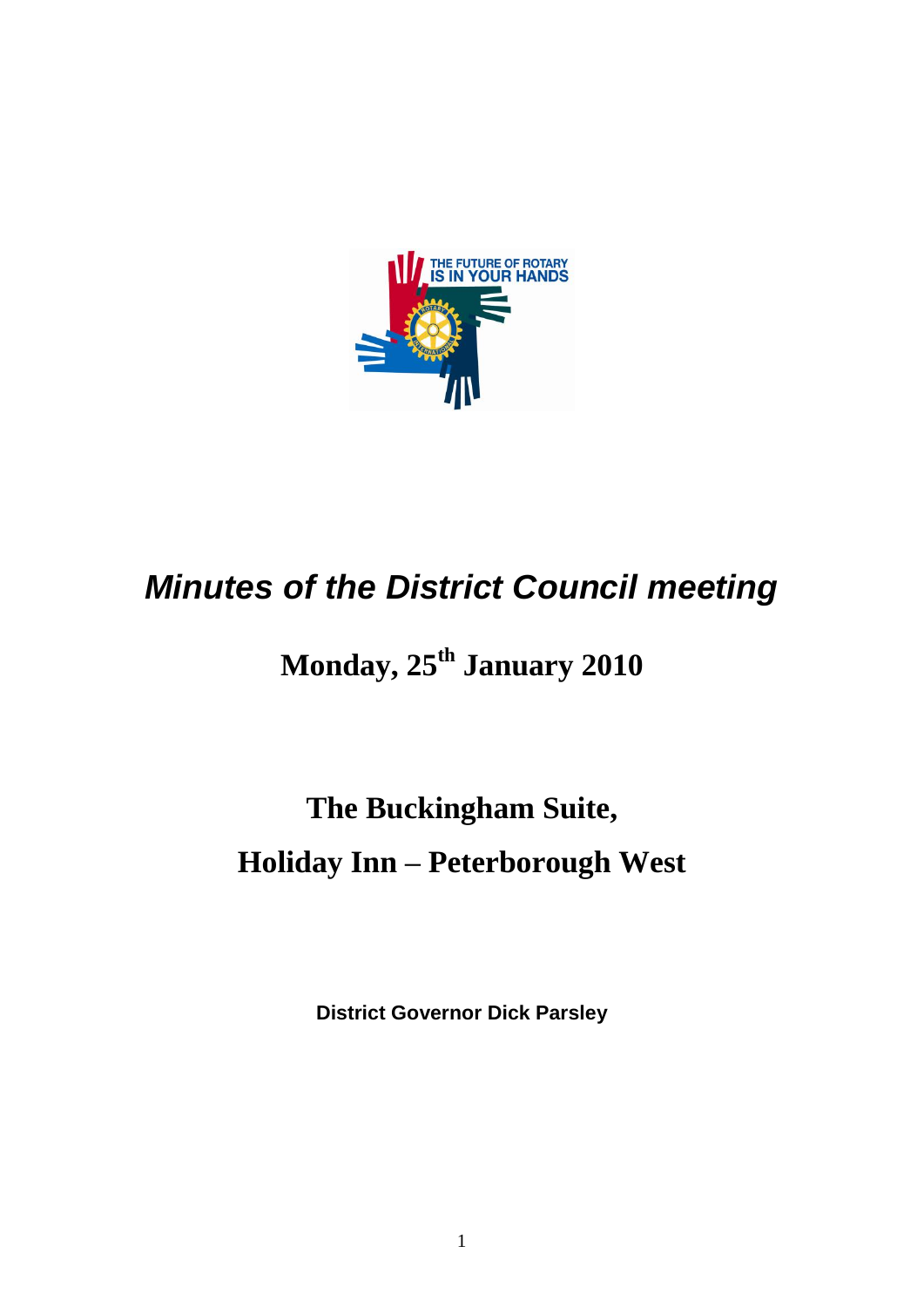# *Minutes of the District Council meeting*

## Monday, 25th January 2010

## The Buckingham Suite,

## Holiday Inn – Peterborough West

**District Governor Dick Parsley**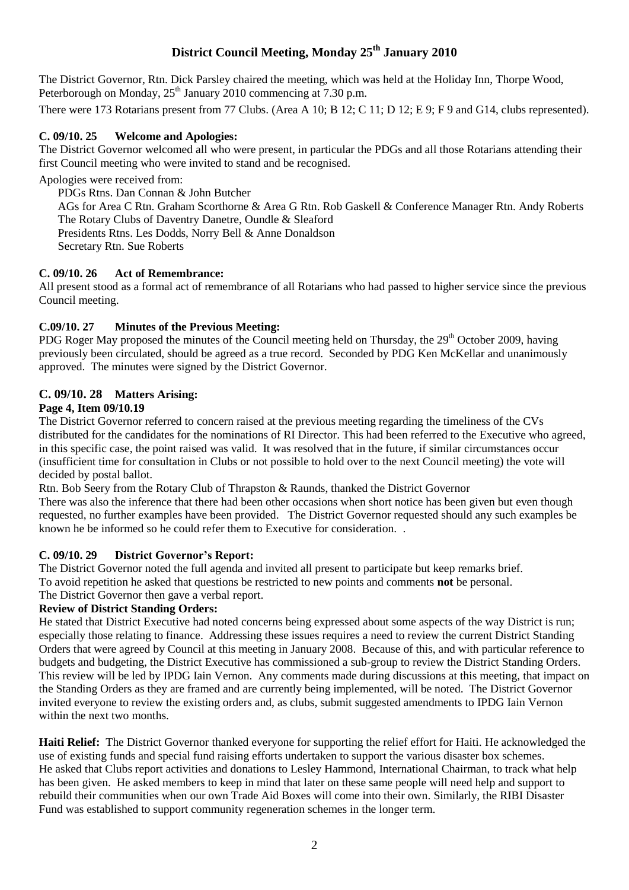# District Council Meeting, Monday 25th January 2010

The District Governor, Rtn. Dick Parsley chaired the meeting, which was held at the Holiday Inn, Thorpe Wood, Peterborough on Monday, 25th January 2010 commencing at 7.30 p.m.

There were 173 Rotarians present from 77 Clubs. (Area A 10; B 12; C 11; D 12; E 9; F 9 and G14, clubs represented).

### C. 09/10. 25 Welcome and Apologies:

The District Governor welcomed all who were present, in particular the PDGs and all those Rotarians attending their first Council meeting who were invited to stand and be recognised.

Apologies were received from:

PDGs Rtns. Dan Connan & John Butcher
AGs for Area C Rtn. Graham Scorthorne & Area G Rtn. Rob Gaskell & Conference Manager Rtn. Andy Roberts
The Rotary Clubs of Daventry Danetre, Oundle & Sleaford
Presidents Rtns. Les Dodds, Norry Bell & Anne Donaldson
Secretary Rtn. Sue Roberts

### C. 09/10. 26 Act of Remembrance:

All present stood as a formal act of remembrance of all Rotarians who had passed to higher service since the previous Council meeting.

### C.09/10. 27 Minutes of the Previous Meeting:

PDG Roger May proposed the minutes of the Council meeting held on Thursday, the 29th October 2009, having previously been circulated, should be agreed as a true record. Seconded by PDG Ken McKellar and unanimously approved. The minutes were signed by the District Governor.

### C. 09/10. 28 Matters Arising:

**Page 4, Item 09/10.19**

The District Governor referred to concern raised at the previous meeting regarding the timeliness of the CVs distributed for the candidates for the nominations of RI Director. This had been referred to the Executive who agreed, in this specific case, the point raised was valid. It was resolved that in the future, if similar circumstances occur (insufficient time for consultation in Clubs or not possible to hold over to the next Council meeting) the vote will decided by postal ballot.

Rtn. Bob Seery from the Rotary Club of Thrapston & Raunds, thanked the District Governor

There was also the inference that there had been other occasions when short notice has been given but even though requested, no further examples have been provided. The District Governor requested should any such examples be known he be informed so he could refer them to Executive for consideration. .

### C. 09/10. 29 District Governor's Report:

The District Governor noted the full agenda and invited all present to participate but keep remarks brief.
To avoid repetition he asked that questions be restricted to new points and comments **not** be personal.
The District Governor then gave a verbal report.

**Review of District Standing Orders:**

He stated that District Executive had noted concerns being expressed about some aspects of the way District is run; especially those relating to finance. Addressing these issues requires a need to review the current District Standing Orders that were agreed by Council at this meeting in January 2008. Because of this, and with particular reference to budgets and budgeting, the District Executive has commissioned a sub-group to review the District Standing Orders. This review will be led by IPDG Iain Vernon. Any comments made during discussions at this meeting, that impact on the Standing Orders as they are framed and are currently being implemented, will be noted. The District Governor invited everyone to review the existing orders and, as clubs, submit suggested amendments to IPDG Iain Vernon within the next two months.

**Haiti Relief:** The District Governor thanked everyone for supporting the relief effort for Haiti. He acknowledged the use of existing funds and special fund raising efforts undertaken to support the various disaster box schemes. He asked that Clubs report activities and donations to Lesley Hammond, International Chairman, to track what help has been given. He asked members to keep in mind that later on these same people will need help and support to rebuild their communities when our own Trade Aid Boxes will come into their own. Similarly, the RIBI Disaster Fund was established to support community regeneration schemes in the longer term.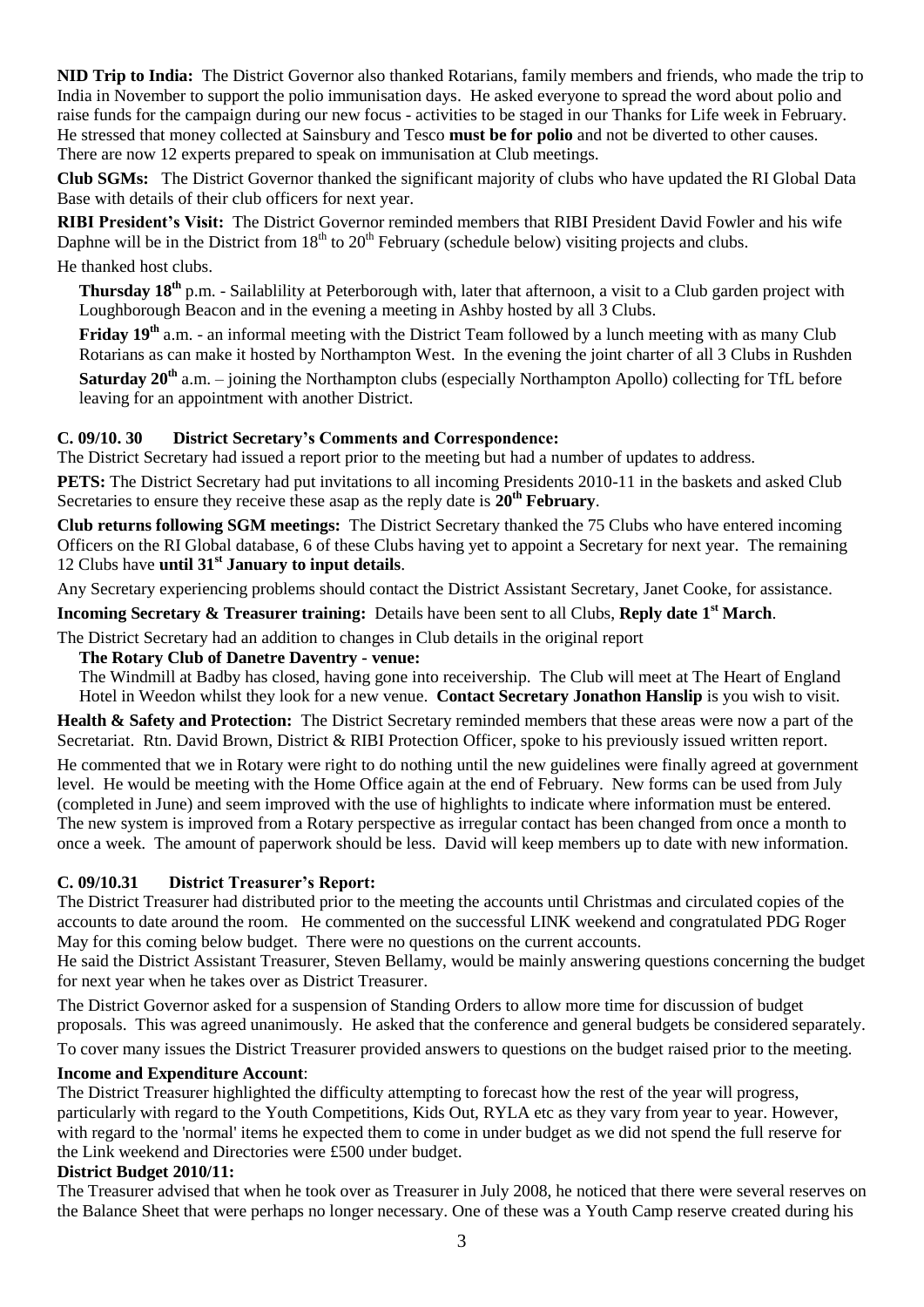**NID Trip to India:** The District Governor also thanked Rotarians, family members and friends, who made the trip to India in November to support the polio immunisation days. He asked everyone to spread the word about polio and raise funds for the campaign during our new focus - activities to be staged in our Thanks for Life week in February. He stressed that money collected at Sainsbury and Tesco **must be for polio** and not be diverted to other causes. There are now 12 experts prepared to speak on immunisation at Club meetings.

**Club SGMs:** The District Governor thanked the significant majority of clubs who have updated the RI Global Data Base with details of their club officers for next year.

**RIBI President's Visit:** The District Governor reminded members that RIBI President David Fowler and his wife Daphne will be in the District from 18th to 20th February (schedule below) visiting projects and clubs.

He thanked host clubs.

**Thursday 18th** p.m. - Sailablility at Peterborough with, later that afternoon, a visit to a Club garden project with Loughborough Beacon and in the evening a meeting in Ashby hosted by all 3 Clubs.

**Friday 19th** a.m. - an informal meeting with the District Team followed by a lunch meeting with as many Club Rotarians as can make it hosted by Northampton West. In the evening the joint charter of all 3 Clubs in Rushden

**Saturday 20th** a.m. – joining the Northampton clubs (especially Northampton Apollo) collecting for TfL before leaving for an appointment with another District.

**C. 09/10. 30 District Secretary's Comments and Correspondence:**

The District Secretary had issued a report prior to the meeting but had a number of updates to address.

**PETS:** The District Secretary had put invitations to all incoming Presidents 2010-11 in the baskets and asked Club Secretaries to ensure they receive these asap as the reply date is **20th February**.

**Club returns following SGM meetings:** The District Secretary thanked the 75 Clubs who have entered incoming Officers on the RI Global database, 6 of these Clubs having yet to appoint a Secretary for next year. The remaining 12 Clubs have **until 31st January to input details**.

Any Secretary experiencing problems should contact the District Assistant Secretary, Janet Cooke, for assistance.

**Incoming Secretary & Treasurer training:** Details have been sent to all Clubs, **Reply date 1st March**.

The District Secretary had an addition to changes in Club details in the original report

**The Rotary Club of Danetre Daventry - venue:**

The Windmill at Badby has closed, having gone into receivership. The Club will meet at The Heart of England Hotel in Weedon whilst they look for a new venue. **Contact Secretary Jonathon Hanslip** is you wish to visit.

**Health & Safety and Protection:** The District Secretary reminded members that these areas were now a part of the Secretariat. Rtn. David Brown, District & RIBI Protection Officer, spoke to his previously issued written report.

He commented that we in Rotary were right to do nothing until the new guidelines were finally agreed at government level. He would be meeting with the Home Office again at the end of February. New forms can be used from July (completed in June) and seem improved with the use of highlights to indicate where information must be entered. The new system is improved from a Rotary perspective as irregular contact has been changed from once a month to once a week. The amount of paperwork should be less. David will keep members up to date with new information.

**C. 09/10.31 District Treasurer's Report:**

The District Treasurer had distributed prior to the meeting the accounts until Christmas and circulated copies of the accounts to date around the room. He commented on the successful LINK weekend and congratulated PDG Roger May for this coming below budget. There were no questions on the current accounts.

He said the District Assistant Treasurer, Steven Bellamy, would be mainly answering questions concerning the budget for next year when he takes over as District Treasurer.

The District Governor asked for a suspension of Standing Orders to allow more time for discussion of budget proposals. This was agreed unanimously. He asked that the conference and general budgets be considered separately.

To cover many issues the District Treasurer provided answers to questions on the budget raised prior to the meeting.

**Income and Expenditure Account**:

The District Treasurer highlighted the difficulty attempting to forecast how the rest of the year will progress, particularly with regard to the Youth Competitions, Kids Out, RYLA etc as they vary from year to year. However, with regard to the 'normal' items he expected them to come in under budget as we did not spend the full reserve for the Link weekend and Directories were £500 under budget.

**District Budget 2010/11:**

The Treasurer advised that when he took over as Treasurer in July 2008, he noticed that there were several reserves on the Balance Sheet that were perhaps no longer necessary. One of these was a Youth Camp reserve created during his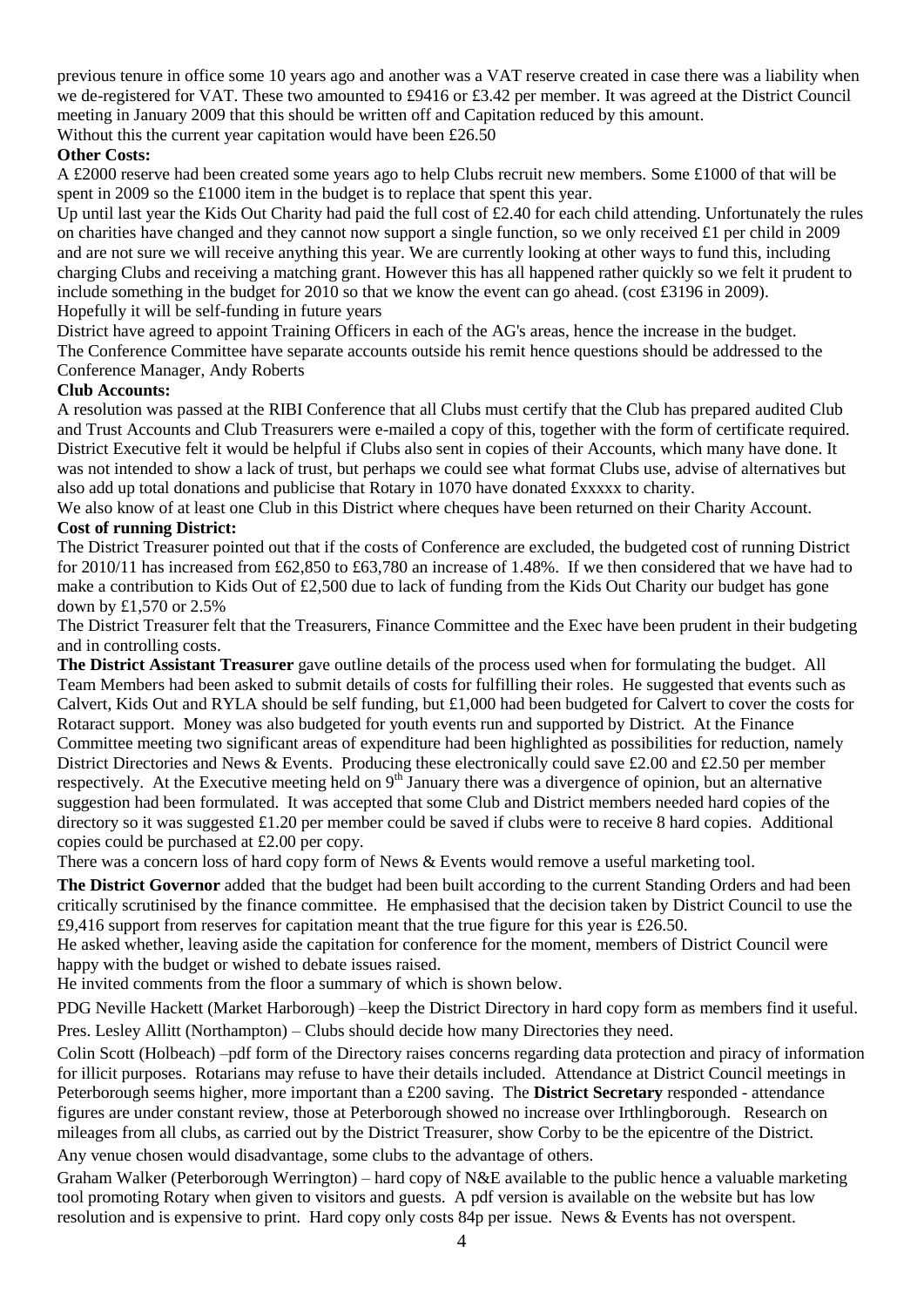previous tenure in office some 10 years ago and another was a VAT reserve created in case there was a liability when we de-registered for VAT. These two amounted to £9416 or £3.42 per member. It was agreed at the District Council meeting in January 2009 that this should be written off and Capitation reduced by this amount.
Without this the current year capitation would have been £26.50

**Other Costs:**

A £2000 reserve had been created some years ago to help Clubs recruit new members. Some £1000 of that will be spent in 2009 so the £1000 item in the budget is to replace that spent this year.

Up until last year the Kids Out Charity had paid the full cost of £2.40 for each child attending. Unfortunately the rules on charities have changed and they cannot now support a single function, so we only received £1 per child in 2009 and are not sure we will receive anything this year. We are currently looking at other ways to fund this, including charging Clubs and receiving a matching grant. However this has all happened rather quickly so we felt it prudent to include something in the budget for 2010 so that we know the event can go ahead. (cost £3196 in 2009).
Hopefully it will be self-funding in future years

District have agreed to appoint Training Officers in each of the AG's areas, hence the increase in the budget.
The Conference Committee have separate accounts outside his remit hence questions should be addressed to the Conference Manager, Andy Roberts

**Club Accounts:**

A resolution was passed at the RIBI Conference that all Clubs must certify that the Club has prepared audited Club and Trust Accounts and Club Treasurers were e-mailed a copy of this, together with the form of certificate required. District Executive felt it would be helpful if Clubs also sent in copies of their Accounts, which many have done. It was not intended to show a lack of trust, but perhaps we could see what format Clubs use, advise of alternatives but also add up total donations and publicise that Rotary in 1070 have donated £xxxxx to charity.

We also know of at least one Club in this District where cheques have been returned on their Charity Account.

**Cost of running District:**

The District Treasurer pointed out that if the costs of Conference are excluded, the budgeted cost of running District for 2010/11 has increased from £62,850 to £63,780 an increase of 1.48%. If we then considered that we have had to make a contribution to Kids Out of £2,500 due to lack of funding from the Kids Out Charity our budget has gone down by £1,570 or 2.5%

The District Treasurer felt that the Treasurers, Finance Committee and the Exec have been prudent in their budgeting and in controlling costs.

**The District Assistant Treasurer** gave outline details of the process used when for formulating the budget. All Team Members had been asked to submit details of costs for fulfilling their roles. He suggested that events such as Calvert, Kids Out and RYLA should be self funding, but £1,000 had been budgeted for Calvert to cover the costs for Rotaract support. Money was also budgeted for youth events run and supported by District. At the Finance Committee meeting two significant areas of expenditure had been highlighted as possibilities for reduction, namely District Directories and News & Events. Producing these electronically could save £2.00 and £2.50 per member respectively. At the Executive meeting held on 9th January there was a divergence of opinion, but an alternative suggestion had been formulated. It was accepted that some Club and District members needed hard copies of the directory so it was suggested £1.20 per member could be saved if clubs were to receive 8 hard copies. Additional copies could be purchased at £2.00 per copy.

There was a concern loss of hard copy form of News & Events would remove a useful marketing tool.

**The District Governor** added that the budget had been built according to the current Standing Orders and had been critically scrutinised by the finance committee. He emphasised that the decision taken by District Council to use the £9,416 support from reserves for capitation meant that the true figure for this year is £26.50.

He asked whether, leaving aside the capitation for conference for the moment, members of District Council were happy with the budget or wished to debate issues raised.

He invited comments from the floor a summary of which is shown below.

PDG Neville Hackett (Market Harborough) –keep the District Directory in hard copy form as members find it useful.

Pres. Lesley Allitt (Northampton) – Clubs should decide how many Directories they need.

Colin Scott (Holbeach) –pdf form of the Directory raises concerns regarding data protection and piracy of information for illicit purposes. Rotarians may refuse to have their details included. Attendance at District Council meetings in Peterborough seems higher, more important than a £200 saving. The **District Secretary** responded - attendance figures are under constant review, those at Peterborough showed no increase over Irthlingborough. Research on mileages from all clubs, as carried out by the District Treasurer, show Corby to be the epicentre of the District.
Any venue chosen would disadvantage, some clubs to the advantage of others.

Graham Walker (Peterborough Werrington) – hard copy of N&E available to the public hence a valuable marketing tool promoting Rotary when given to visitors and guests. A pdf version is available on the website but has low resolution and is expensive to print. Hard copy only costs 84p per issue. News & Events has not overspent.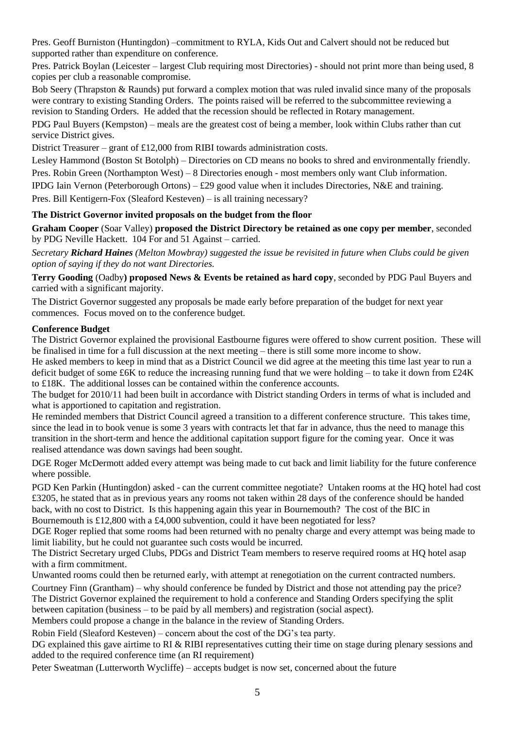Pres. Geoff Burniston (Huntingdon) –commitment to RYLA, Kids Out and Calvert should not be reduced but supported rather than expenditure on conference.

Pres. Patrick Boylan (Leicester – largest Club requiring most Directories) - should not print more than being used, 8 copies per club a reasonable compromise.

Bob Seery (Thrapston & Raunds) put forward a complex motion that was ruled invalid since many of the proposals were contrary to existing Standing Orders. The points raised will be referred to the subcommittee reviewing a revision to Standing Orders. He added that the recession should be reflected in Rotary management.

PDG Paul Buyers (Kempston) – meals are the greatest cost of being a member, look within Clubs rather than cut service District gives.

District Treasurer – grant of £12,000 from RIBI towards administration costs.

Lesley Hammond (Boston St Botolph) – Directories on CD means no books to shred and environmentally friendly.

Pres. Robin Green (Northampton West) – 8 Directories enough - most members only want Club information.

IPDG Iain Vernon (Peterborough Ortons) – £29 good value when it includes Directories, N&E and training.

Pres. Bill Kentigern-Fox (Sleaford Kesteven) – is all training necessary?

**The District Governor invited proposals on the budget from the floor**

**Graham Cooper** (Soar Valley) **proposed the District Directory be retained as one copy per member**, seconded by PDG Neville Hackett. 104 For and 51 Against – carried.

*Secretary **Richard Haines** (Melton Mowbray) suggested the issue be revisited in future when Clubs could be given option of saying if they do not want Directories.*

**Terry Gooding** (Oadby**) proposed News & Events be retained as hard copy**, seconded by PDG Paul Buyers and carried with a significant majority.

The District Governor suggested any proposals be made early before preparation of the budget for next year commences. Focus moved on to the conference budget.

**Conference Budget**

The District Governor explained the provisional Eastbourne figures were offered to show current position. These will be finalised in time for a full discussion at the next meeting – there is still some more income to show.

He asked members to keep in mind that as a District Council we did agree at the meeting this time last year to run a deficit budget of some £6K to reduce the increasing running fund that we were holding – to take it down from £24K to £18K. The additional losses can be contained within the conference accounts.

The budget for 2010/11 had been built in accordance with District standing Orders in terms of what is included and what is apportioned to capitation and registration.

He reminded members that District Council agreed a transition to a different conference structure. This takes time, since the lead in to book venue is some 3 years with contracts let that far in advance, thus the need to manage this transition in the short-term and hence the additional capitation support figure for the coming year. Once it was realised attendance was down savings had been sought.

DGE Roger McDermott added every attempt was being made to cut back and limit liability for the future conference where possible.

PGD Ken Parkin (Huntingdon) asked - can the current committee negotiate? Untaken rooms at the HQ hotel had cost £3205, he stated that as in previous years any rooms not taken within 28 days of the conference should be handed back, with no cost to District. Is this happening again this year in Bournemouth? The cost of the BIC in Bournemouth is £12,800 with a £4,000 subvention, could it have been negotiated for less?

DGE Roger replied that some rooms had been returned with no penalty charge and every attempt was being made to limit liability, but he could not guarantee such costs would be incurred.

The District Secretary urged Clubs, PDGs and District Team members to reserve required rooms at HQ hotel asap with a firm commitment.

Unwanted rooms could then be returned early, with attempt at renegotiation on the current contracted numbers.

Courtney Finn (Grantham) – why should conference be funded by District and those not attending pay the price?

The District Governor explained the requirement to hold a conference and Standing Orders specifying the split between capitation (business – to be paid by all members) and registration (social aspect).

Members could propose a change in the balance in the review of Standing Orders.

Robin Field (Sleaford Kesteven) – concern about the cost of the DG's tea party.

DG explained this gave airtime to RI & RIBI representatives cutting their time on stage during plenary sessions and added to the required conference time (an RI requirement)

Peter Sweatman (Lutterworth Wycliffe) – accepts budget is now set, concerned about the future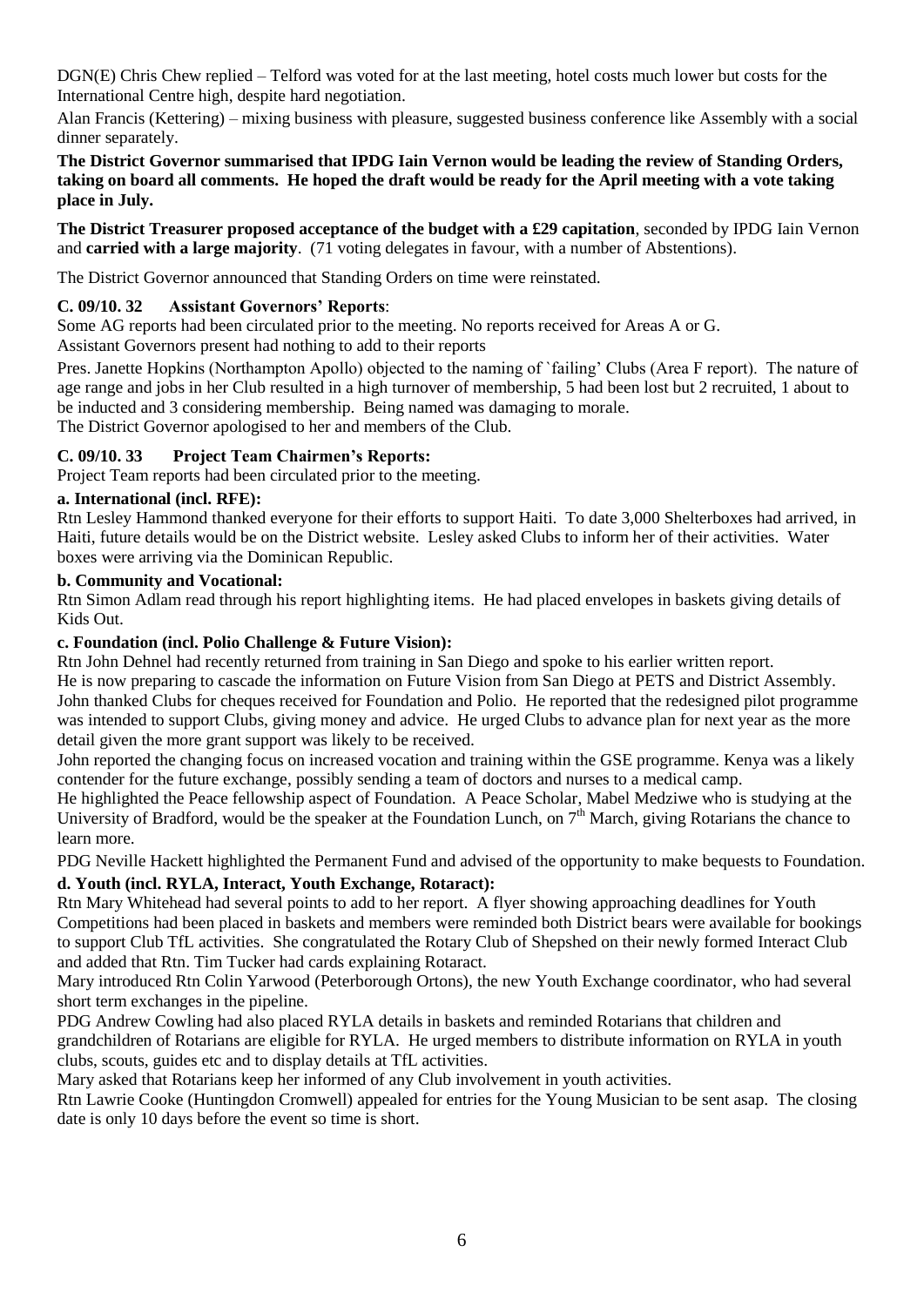DGN(E) Chris Chew replied – Telford was voted for at the last meeting, hotel costs much lower but costs for the International Centre high, despite hard negotiation.

Alan Francis (Kettering) – mixing business with pleasure, suggested business conference like Assembly with a social dinner separately.

**The District Governor summarised that IPDG Iain Vernon would be leading the review of Standing Orders, taking on board all comments. He hoped the draft would be ready for the April meeting with a vote taking place in July.**

**The District Treasurer proposed acceptance of the budget with a £29 capitation**, seconded by IPDG Iain Vernon and **carried with a large majority**. (71 voting delegates in favour, with a number of Abstentions).

The District Governor announced that Standing Orders on time were reinstated.

**C. 09/10. 32 Assistant Governors' Reports**:

Some AG reports had been circulated prior to the meeting. No reports received for Areas A or G.
Assistant Governors present had nothing to add to their reports

Pres. Janette Hopkins (Northampton Apollo) objected to the naming of `failing' Clubs (Area F report). The nature of age range and jobs in her Club resulted in a high turnover of membership, 5 had been lost but 2 recruited, 1 about to be inducted and 3 considering membership. Being named was damaging to morale.
The District Governor apologised to her and members of the Club.

**C. 09/10. 33 Project Team Chairmen's Reports:**

Project Team reports had been circulated prior to the meeting.

**a. International (incl. RFE):**

Rtn Lesley Hammond thanked everyone for their efforts to support Haiti. To date 3,000 Shelterboxes had arrived, in Haiti, future details would be on the District website. Lesley asked Clubs to inform her of their activities. Water boxes were arriving via the Dominican Republic.

**b. Community and Vocational:**

Rtn Simon Adlam read through his report highlighting items. He had placed envelopes in baskets giving details of Kids Out.

**c. Foundation (incl. Polio Challenge & Future Vision):**

Rtn John Dehnel had recently returned from training in San Diego and spoke to his earlier written report.
He is now preparing to cascade the information on Future Vision from San Diego at PETS and District Assembly.
John thanked Clubs for cheques received for Foundation and Polio. He reported that the redesigned pilot programme was intended to support Clubs, giving money and advice. He urged Clubs to advance plan for next year as the more detail given the more grant support was likely to be received.
John reported the changing focus on increased vocation and training within the GSE programme. Kenya was a likely contender for the future exchange, possibly sending a team of doctors and nurses to a medical camp.
He highlighted the Peace fellowship aspect of Foundation. A Peace Scholar, Mabel Medziwe who is studying at the University of Bradford, would be the speaker at the Foundation Lunch, on 7th March, giving Rotarians the chance to learn more.

PDG Neville Hackett highlighted the Permanent Fund and advised of the opportunity to make bequests to Foundation.

**d. Youth (incl. RYLA, Interact, Youth Exchange, Rotaract):**

Rtn Mary Whitehead had several points to add to her report. A flyer showing approaching deadlines for Youth Competitions had been placed in baskets and members were reminded both District bears were available for bookings to support Club TfL activities. She congratulated the Rotary Club of Shepshed on their newly formed Interact Club and added that Rtn. Tim Tucker had cards explaining Rotaract.
Mary introduced Rtn Colin Yarwood (Peterborough Ortons), the new Youth Exchange coordinator, who had several short term exchanges in the pipeline.
PDG Andrew Cowling had also placed RYLA details in baskets and reminded Rotarians that children and grandchildren of Rotarians are eligible for RYLA. He urged members to distribute information on RYLA in youth clubs, scouts, guides etc and to display details at TfL activities.
Mary asked that Rotarians keep her informed of any Club involvement in youth activities.
Rtn Lawrie Cooke (Huntingdon Cromwell) appealed for entries for the Young Musician to be sent asap. The closing date is only 10 days before the event so time is short.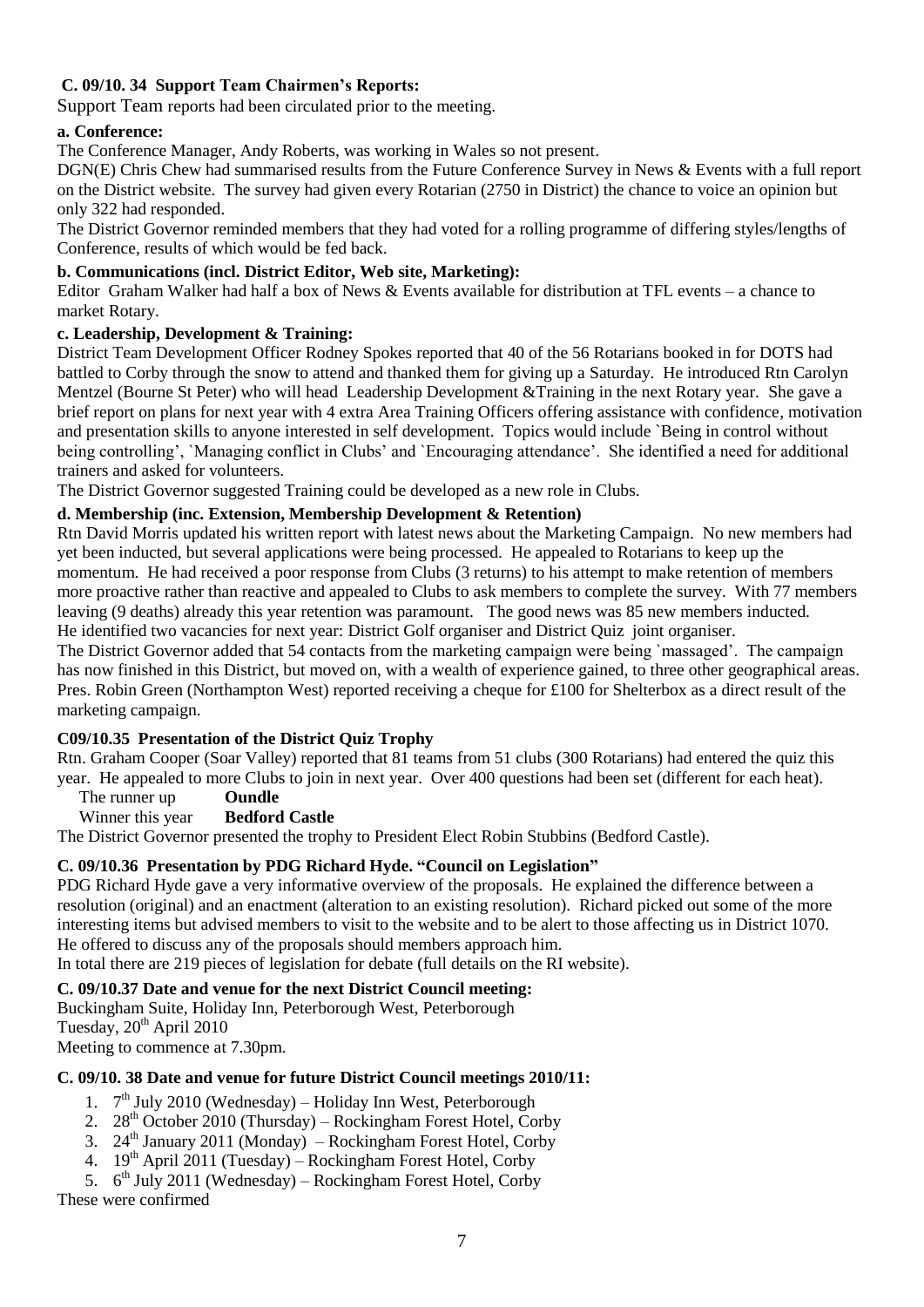**C. 09/10. 34 Support Team Chairmen's Reports:**

Support Team reports had been circulated prior to the meeting.

**a. Conference:**

The Conference Manager, Andy Roberts, was working in Wales so not present.

DGN(E) Chris Chew had summarised results from the Future Conference Survey in News & Events with a full report on the District website. The survey had given every Rotarian (2750 in District) the chance to voice an opinion but only 322 had responded.

The District Governor reminded members that they had voted for a rolling programme of differing styles/lengths of Conference, results of which would be fed back.

**b. Communications (incl. District Editor, Web site, Marketing):**

Editor Graham Walker had half a box of News & Events available for distribution at TFL events – a chance to market Rotary.

**c. Leadership, Development & Training:**

District Team Development Officer Rodney Spokes reported that 40 of the 56 Rotarians booked in for DOTS had battled to Corby through the snow to attend and thanked them for giving up a Saturday. He introduced Rtn Carolyn Mentzel (Bourne St Peter) who will head Leadership Development &Training in the next Rotary year. She gave a brief report on plans for next year with 4 extra Area Training Officers offering assistance with confidence, motivation and presentation skills to anyone interested in self development. Topics would include `Being in control without being controlling', `Managing conflict in Clubs' and `Encouraging attendance'. She identified a need for additional trainers and asked for volunteers.

The District Governor suggested Training could be developed as a new role in Clubs.

**d. Membership (inc. Extension, Membership Development & Retention)**

Rtn David Morris updated his written report with latest news about the Marketing Campaign. No new members had yet been inducted, but several applications were being processed. He appealed to Rotarians to keep up the momentum. He had received a poor response from Clubs (3 returns) to his attempt to make retention of members more proactive rather than reactive and appealed to Clubs to ask members to complete the survey. With 77 members leaving (9 deaths) already this year retention was paramount. The good news was 85 new members inducted.

He identified two vacancies for next year: District Golf organiser and District Quiz joint organiser.

The District Governor added that 54 contacts from the marketing campaign were being `massaged'. The campaign has now finished in this District, but moved on, with a wealth of experience gained, to three other geographical areas. Pres. Robin Green (Northampton West) reported receiving a cheque for £100 for Shelterbox as a direct result of the marketing campaign.

**C09/10.35 Presentation of the District Quiz Trophy**

Rtn. Graham Cooper (Soar Valley) reported that 81 teams from 51 clubs (300 Rotarians) had entered the quiz this year. He appealed to more Clubs to join in next year. Over 400 questions had been set (different for each heat).

The runner up **Oundle**

Winner this year **Bedford Castle**

The District Governor presented the trophy to President Elect Robin Stubbins (Bedford Castle).

**C. 09/10.36 Presentation by PDG Richard Hyde. "Council on Legislation"**

PDG Richard Hyde gave a very informative overview of the proposals. He explained the difference between a resolution (original) and an enactment (alteration to an existing resolution). Richard picked out some of the more interesting items but advised members to visit to the website and to be alert to those affecting us in District 1070. He offered to discuss any of the proposals should members approach him.

In total there are 219 pieces of legislation for debate (full details on the RI website).

**C. 09/10.37 Date and venue for the next District Council meeting:**

Buckingham Suite, Holiday Inn, Peterborough West, Peterborough
Tuesday, 20th April 2010
Meeting to commence at 7.30pm.

**C. 09/10. 38 Date and venue for future District Council meetings 2010/11:**

1. 7th July 2010 (Wednesday) – Holiday Inn West, Peterborough
2. 28th October 2010 (Thursday) – Rockingham Forest Hotel, Corby
3. 24th January 2011 (Monday) – Rockingham Forest Hotel, Corby
4. 19th April 2011 (Tuesday) – Rockingham Forest Hotel, Corby
5. 6th July 2011 (Wednesday) – Rockingham Forest Hotel, Corby

These were confirmed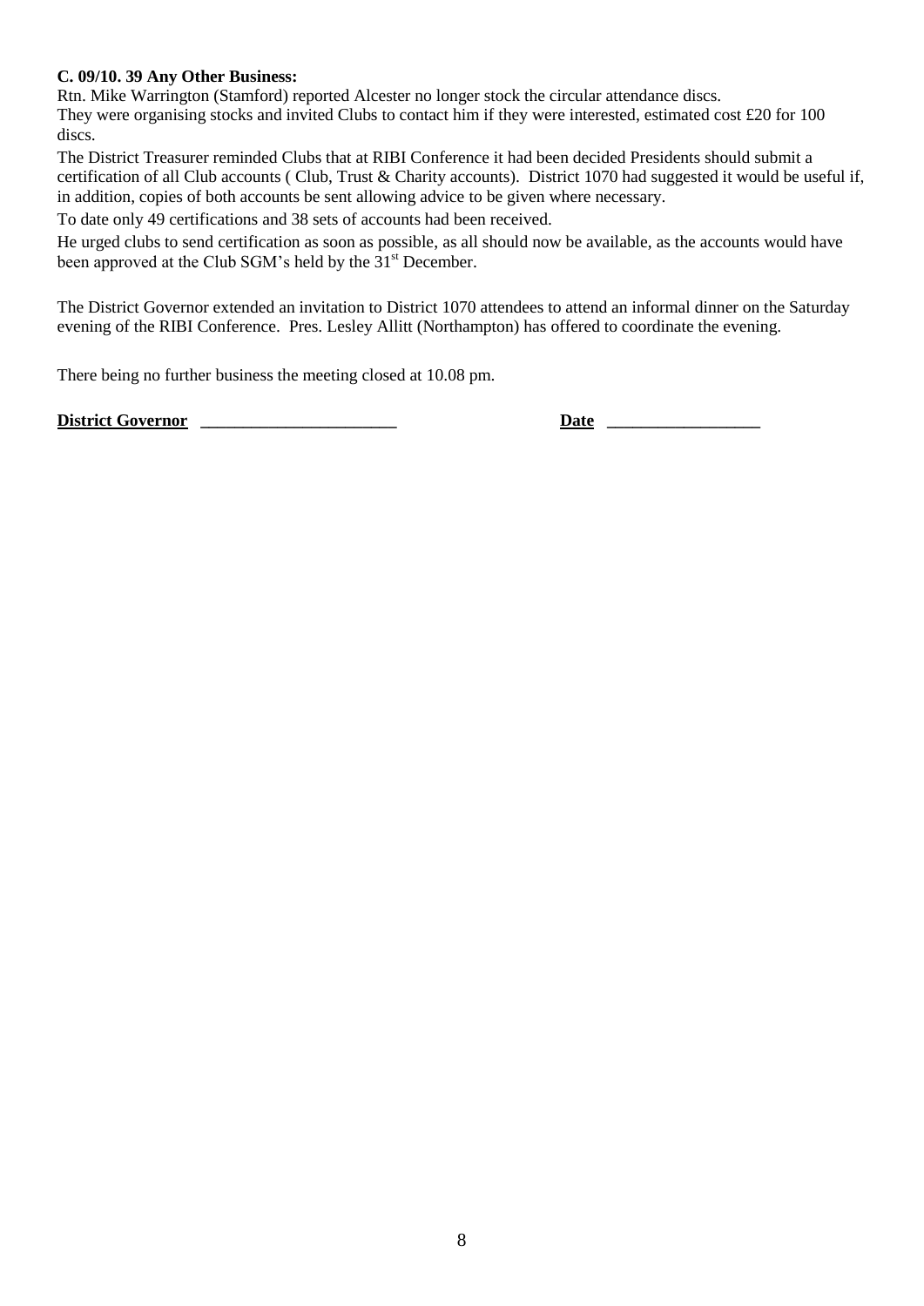**C. 09/10. 39 Any Other Business:**

Rtn. Mike Warrington (Stamford) reported Alcester no longer stock the circular attendance discs.

They were organising stocks and invited Clubs to contact him if they were interested, estimated cost £20 for 100 discs.

The District Treasurer reminded Clubs that at RIBI Conference it had been decided Presidents should submit a certification of all Club accounts ( Club, Trust & Charity accounts). District 1070 had suggested it would be useful if, in addition, copies of both accounts be sent allowing advice to be given where necessary.

To date only 49 certifications and 38 sets of accounts had been received.

He urged clubs to send certification as soon as possible, as all should now be available, as the accounts would have been approved at the Club SGM's held by the 31st December.

The District Governor extended an invitation to District 1070 attendees to attend an informal dinner on the Saturday evening of the RIBI Conference. Pres. Lesley Allitt (Northampton) has offered to coordinate the evening.

There being no further business the meeting closed at 10.08 pm.

**District Governor** _______________________ **Date** _________________